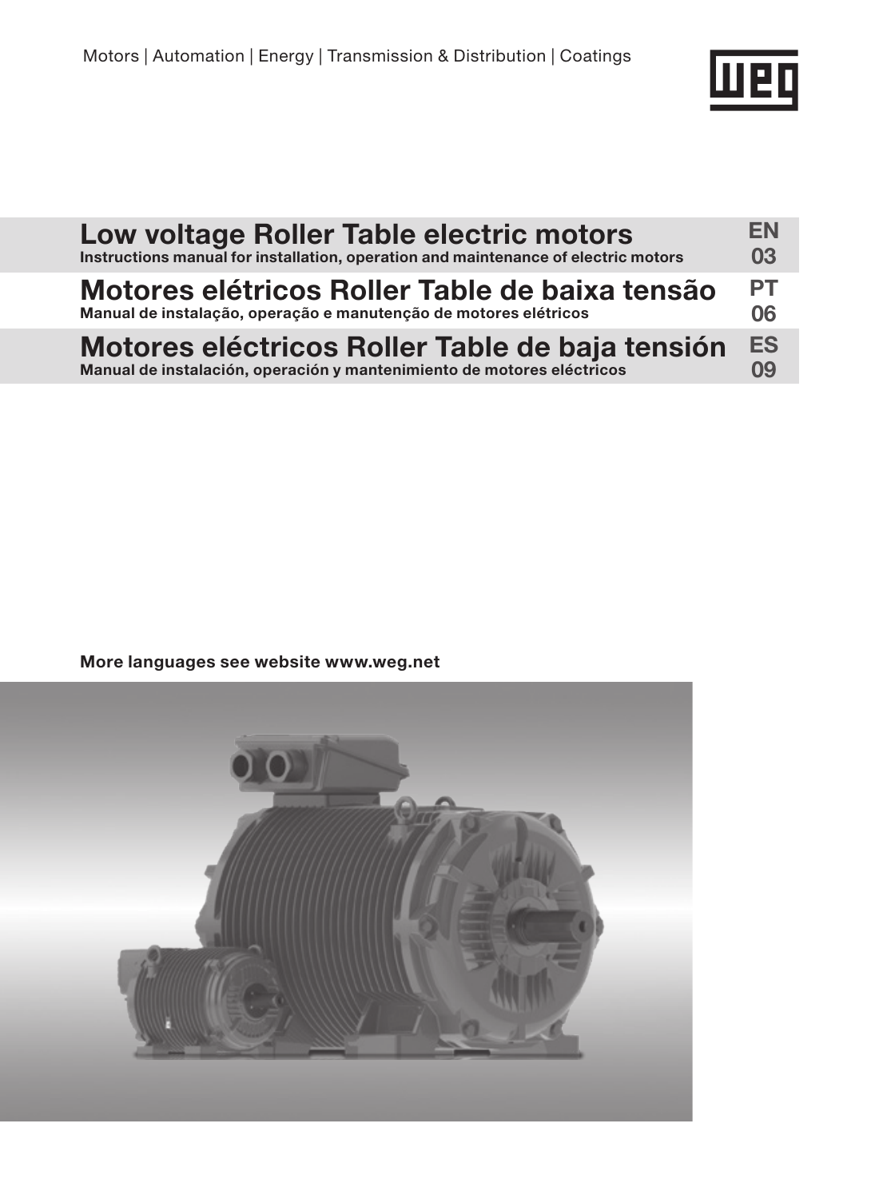Motors | Automation | Energy | Transmission & Distribution | Coatings

# Low voltage Roller Table electric motors
**Instructions manual for installation, operation and maintenance of electric motors** — **EN 03**

# Motores elétricos Roller Table de baixa tensão
**Manual de instalação, operação e manutenção de motores elétricos** — **PT 06**

# Motores eléctricos Roller Table de baja tensión
**Manual de instalación, operación y mantenimiento de motores eléctricos** — **ES 09**

**More languages see website www.weg.net**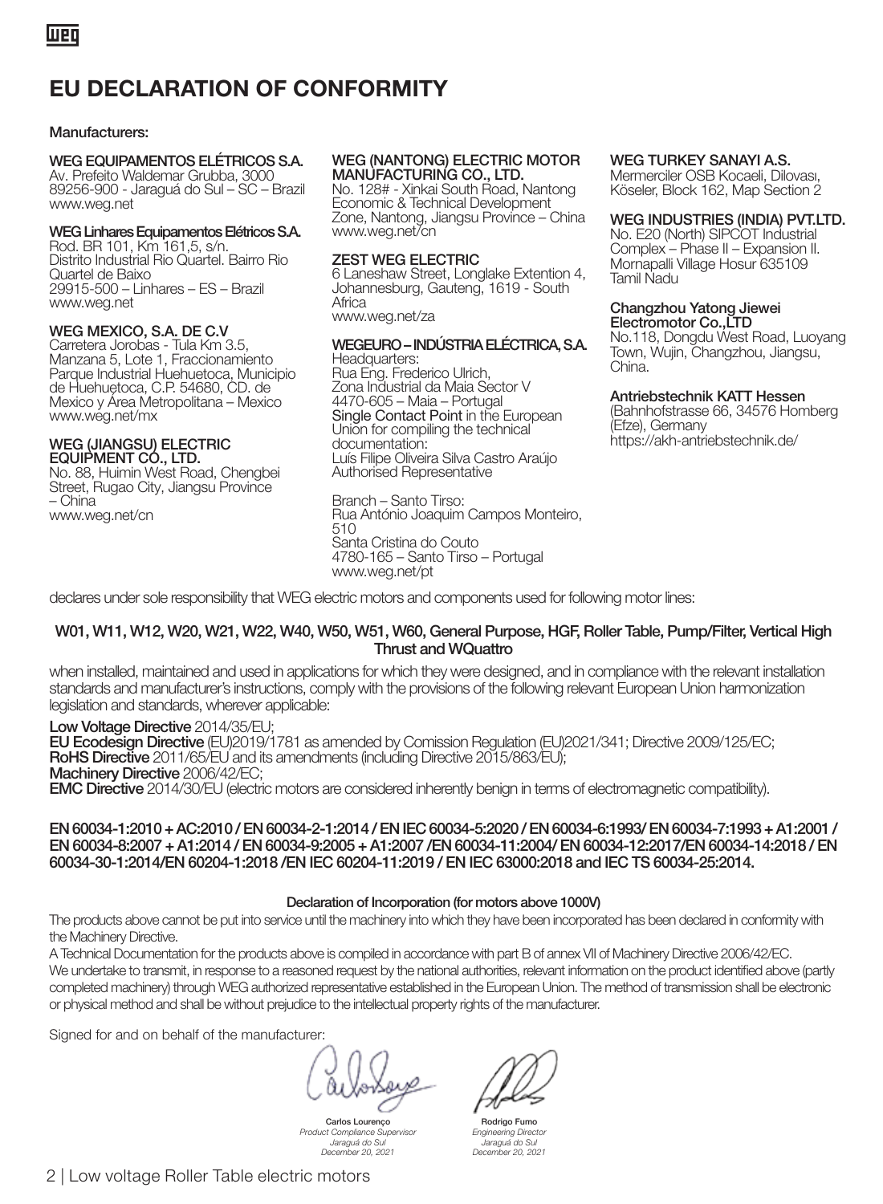# EU DECLARATION OF CONFORMITY

**Manufacturers:**

**WEG EQUIPAMENTOS ELÉTRICOS S.A.**
Av. Prefeito Waldemar Grubba, 3000
89256-900 - Jaraguá do Sul – SC – Brazil
www.weg.net

**WEG Linhares Equipamentos Elétricos S.A.**
Rod. BR 101, Km 161,5, s/n.
Distrito Industrial Rio Quartel. Bairro Rio Quartel de Baixo
29915-500 – Linhares – ES – Brazil
www.weg.net

**WEG MEXICO, S.A. DE C.V**
Carretera Jorobas - Tula Km 3.5, Manzana 5, Lote 1, Fraccionamiento Parque Industrial Huehuetoca, Municipio de Huehuetoca, C.P. 54680, CD. de Mexico y Área Metropolitana – Mexico
www.weg.net/mx

**WEG (JIANGSU) ELECTRIC EQUIPMENT CO., LTD.**
No. 88, Huimin West Road, Chengbei Street, Rugao City, Jiangsu Province – China
www.weg.net/cn

**WEG (NANTONG) ELECTRIC MOTOR MANUFACTURING CO., LTD.**
No. 128# - Xinkai South Road, Nantong Economic & Technical Development Zone, Nantong, Jiangsu Province – China
www.weg.net/cn

**ZEST WEG ELECTRIC**
6 Laneshaw Street, Longlake Extention 4, Johannesburg, Gauteng, 1619 - South Africa
www.weg.net/za

**WEGEURO – INDÚSTRIA ELÉCTRICA, S.A.**
Headquarters:
Rua Eng. Frederico Ulrich,
Zona Industrial da Maia Sector V
4470-605 – Maia – Portugal
**Single Contact Point** in the European Union for compiling the technical documentation:
Luís Filipe Oliveira Silva Castro Araújo
Authorised Representative

Branch – Santo Tirso:
Rua António Joaquim Campos Monteiro, 510
Santa Cristina do Couto
4780-165 – Santo Tirso – Portugal
www.weg.net/pt

**WEG TURKEY SANAYI A.S.**
Mermerciler OSB Kocaeli, Dilovası, Köseler, Block 162, Map Section 2

**WEG INDUSTRIES (INDIA) PVT.LTD.**
No. E20 (North) SIPCOT Industrial Complex – Phase II – Expansion II. Mornapalli Village Hosur 635109 Tamil Nadu

**Changzhou Yatong Jiewei Electromotor Co.,LTD**
No.118, Dongdu West Road, Luoyang Town, Wujin, Changzhou, Jiangsu, China.

**Antriebstechnik KATT Hessen**
(Bahnhofstrasse 66, 34576 Homberg (Efze), Germany
https://akh-antriebstechnik.de/

declares under sole responsibility that WEG electric motors and components used for following motor lines:

**W01, W11, W12, W20, W21, W22, W40, W50, W51, W60, General Purpose, HGF, Roller Table, Pump/Filter, Vertical High Thrust and WQuattro**

when installed, maintained and used in applications for which they were designed, and in compliance with the relevant installation standards and manufacturer's instructions, comply with the provisions of the following relevant European Union harmonization legislation and standards, wherever applicable:

**Low Voltage Directive** 2014/35/EU;
**EU Ecodesign Directive** (EU)2019/1781 as amended by Comission Regulation (EU)2021/341; Directive 2009/125/EC;
**RoHS Directive** 2011/65/EU and its amendments (including Directive 2015/863/EU);
**Machinery Directive** 2006/42/EC;
**EMC Directive** 2014/30/EU (electric motors are considered inherently benign in terms of electromagnetic compatibility).

**EN 60034-1:2010 + AC:2010 / EN 60034-2-1:2014 / EN IEC 60034-5:2020 / EN 60034-6:1993/ EN 60034-7:1993 + A1:2001 / EN 60034-8:2007 + A1:2014 / EN 60034-9:2005 + A1:2007 /EN 60034-11:2004/ EN 60034-12:2017/EN 60034-14:2018 / EN 60034-30-1:2014/EN 60204-1:2018 /EN IEC 60204-11:2019 / EN IEC 63000:2018 and IEC TS 60034-25:2014.**

**Declaration of Incorporation (for motors above 1000V)**

The products above cannot be put into service until the machinery into which they have been incorporated has been declared in conformity with the Machinery Directive.
A Technical Documentation for the products above is compiled in accordance with part B of annex VII of Machinery Directive 2006/42/EC.
We undertake to transmit, in response to a reasoned request by the national authorities, relevant information on the product identified above (partly completed machinery) through WEG authorized representative established in the European Union. The method of transmission shall be electronic or physical method and shall be without prejudice to the intellectual property rights of the manufacturer.

Signed for and on behalf of the manufacturer:

**Carlos Lourenço**
*Product Compliance Supervisor*
*Jaraguá do Sul*
*December 20, 2021*

**Rodrigo Fumo**
*Engineering Director*
*Jaraguá do Sul*
*December 20, 2021*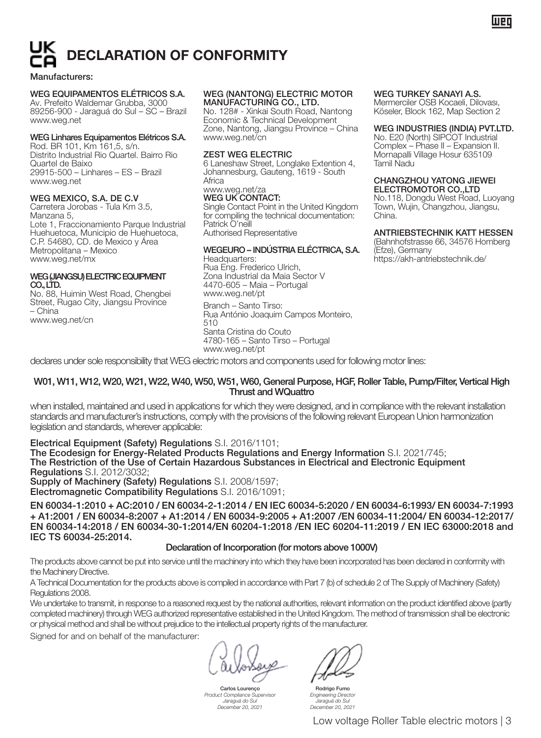# DECLARATION OF CONFORMITY

**Manufacturers:**

**WEG EQUIPAMENTOS ELÉTRICOS S.A.**
Av. Prefeito Waldemar Grubba, 3000
89256-900 - Jaraguá do Sul – SC – Brazil
www.weg.net

**WEG Linhares Equipamentos Elétricos S.A.**
Rod. BR 101, Km 161,5, s/n.
Distrito Industrial Rio Quartel. Bairro Rio Quartel de Baixo
29915-500 – Linhares – ES – Brazil
www.weg.net

**WEG MEXICO, S.A. DE C.V**
Carretera Jorobas - Tula Km 3.5, Manzana 5,
Lote 1, Fraccionamiento Parque Industrial Huehuetoca, Municipio de Huehuetoca, C.P. 54680, CD. de Mexico y Área Metropolitana – Mexico
www.weg.net/mx

**WEG (JIANGSU) ELECTRIC EQUIPMENT CO., LTD.**
No. 88, Huimin West Road, Chengbei Street, Rugao City, Jiangsu Province – China
www.weg.net/cn

**WEG (NANTONG) ELECTRIC MOTOR MANUFACTURING CO., LTD.**
No. 128# - Xinkai South Road, Nantong Economic & Technical Development Zone, Nantong, Jiangsu Province – China
www.weg.net/cn

**ZEST WEG ELECTRIC**
6 Laneshaw Street, Longlake Extention 4, Johannesburg, Gauteng, 1619 - South Africa
www.weg.net/za

**WEG UK CONTACT:**
Single Contact Point in the United Kingdom for compiling the technical documentation:
Patrick O'neill
Authorised Representative

**WEGEURO – INDÚSTRIA ELÉCTRICA, S.A.**
Headquarters:
Rua Eng. Frederico Ulrich,
Zona Industrial da Maia Sector V
4470-605 – Maia – Portugal
www.weg.net/pt

Branch – Santo Tirso:
Rua António Joaquim Campos Monteiro, 510
Santa Cristina do Couto
4780-165 – Santo Tirso – Portugal
www.weg.net/pt

**WEG TURKEY SANAYI A.S.**
Mermerciler OSB Kocaeli, Dilovası, Köseler, Block 162, Map Section 2

**WEG INDUSTRIES (INDIA) PVT.LTD.**
No. E20 (North) SIPCOT Industrial Complex – Phase II – Expansion II.
Mornapalli Village Hosur 635109
Tamil Nadu

**CHANGZHOU YATONG JIEWEI ELECTROMOTOR CO.,LTD**
No.118, Dongdu West Road, Luoyang Town, Wujin, Changzhou, Jiangsu, China.

**ANTRIEBSTECHNIK KATT HESSEN**
(Bahnhofstrasse 66, 34576 Homberg (Efze), Germany
https://akh-antriebstechnik.de/

declares under sole responsibility that WEG electric motors and components used for following motor lines:

**W01, W11, W12, W20, W21, W22, W40, W50, W51, W60, General Purpose, HGF, Roller Table, Pump/Filter, Vertical High Thrust and WQuattro**

when installed, maintained and used in applications for which they were designed, and in compliance with the relevant installation standards and manufacturer's instructions, comply with the provisions of the following relevant European Union harmonization legislation and standards, wherever applicable:

**Electrical Equipment (Safety) Regulations** S.I. 2016/1101;
**The Ecodesign for Energy-Related Products Regulations and Energy Information** S.I. 2021/745;
**The Restriction of the Use of Certain Hazardous Substances in Electrical and Electronic Equipment Regulations** S.I. 2012/3032;
**Supply of Machinery (Safety) Regulations** S.I. 2008/1597;
**Electromagnetic Compatibility Regulations** S.I. 2016/1091;

**EN 60034-1:2010 + AC:2010 / EN 60034-2-1:2014 / EN IEC 60034-5:2020 / EN 60034-6:1993/ EN 60034-7:1993 + A1:2001 / EN 60034-8:2007 + A1:2014 / EN 60034-9:2005 + A1:2007 /EN 60034-11:2004/ EN 60034-12:2017/ EN 60034-14:2018 / EN 60034-30-1:2014/EN 60204-1:2018 /EN IEC 60204-11:2019 / EN IEC 63000:2018 and IEC TS 60034-25:2014.**

**Declaration of Incorporation (for motors above 1000V)**

The products above cannot be put into service until the machinery into which they have been incorporated has been declared in conformity with the Machinery Directive.

A Technical Documentation for the products above is compiled in accordance with Part 7 (b) of schedule 2 of The Supply of Machinery (Safety) Regulations 2008.

We undertake to transmit, in response to a reasoned request by the national authorities, relevant information on the product identified above (partly completed machinery) through WEG authorized representative established in the United Kingdom. The method of transmission shall be electronic or physical method and shall be without prejudice to the intellectual property rights of the manufacturer.

Signed for and on behalf of the manufacturer:

**Carlos Lourenço**
*Product Compliance Supervisor*
*Jaraguá do Sul*
*December 20, 2021*

**Rodrigo Fumo**
*Engineering Director*
*Jaraguá do Sul*
*December 20, 2021*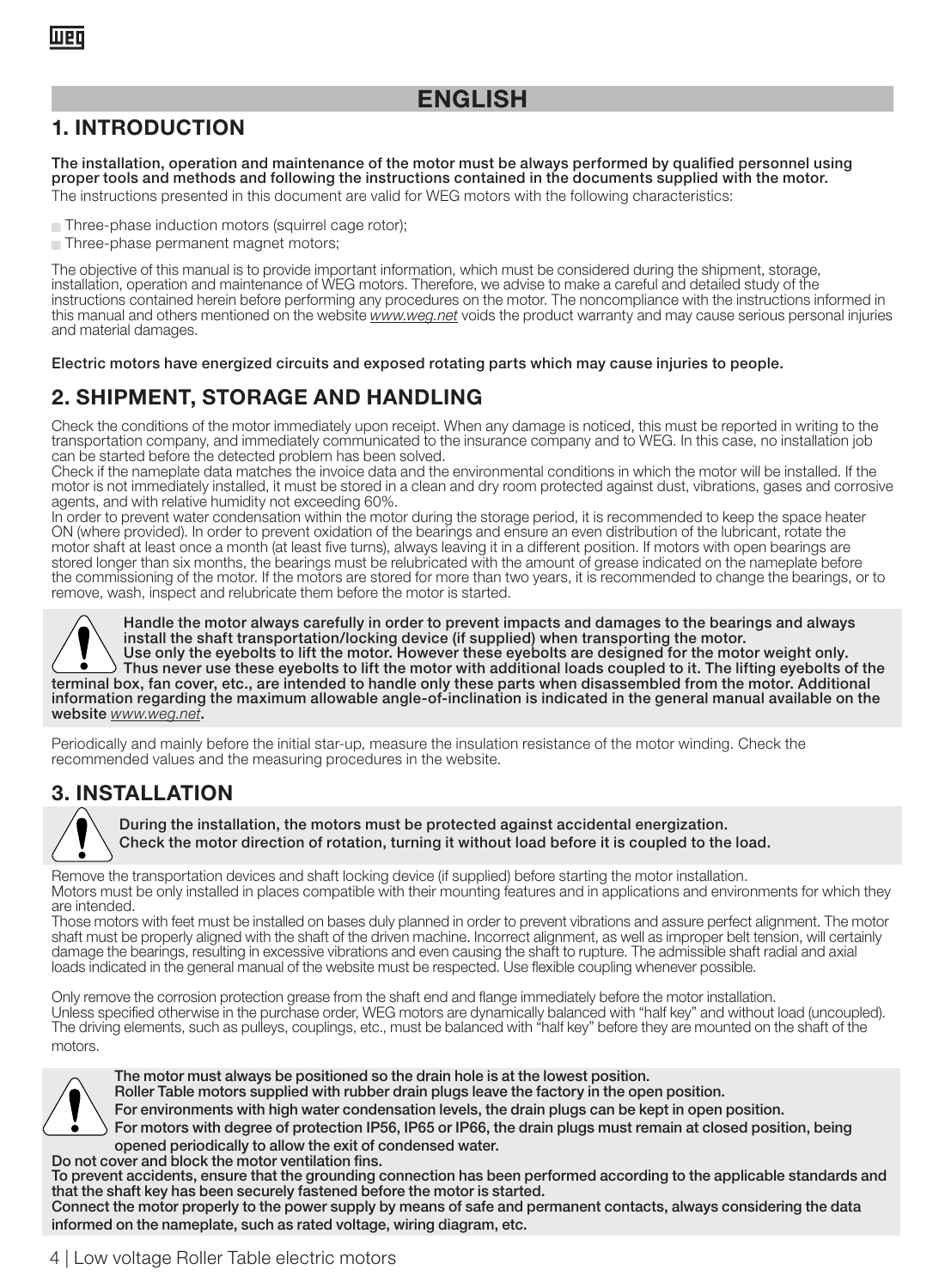# ENGLISH

## 1. INTRODUCTION

**The installation, operation and maintenance of the motor must be always performed by qualified personnel using proper tools and methods and following the instructions contained in the documents supplied with the motor.**

The instructions presented in this document are valid for WEG motors with the following characteristics:

- Three-phase induction motors (squirrel cage rotor);
- Three-phase permanent magnet motors;

The objective of this manual is to provide important information, which must be considered during the shipment, storage, installation, operation and maintenance of WEG motors. Therefore, we advise to make a careful and detailed study of the instructions contained herein before performing any procedures on the motor. The noncompliance with the instructions informed in this manual and others mentioned on the website *www.weg.net* voids the product warranty and may cause serious personal injuries and material damages.

**Electric motors have energized circuits and exposed rotating parts which may cause injuries to people.**

## 2. SHIPMENT, STORAGE AND HANDLING

Check the conditions of the motor immediately upon receipt. When any damage is noticed, this must be reported in writing to the transportation company, and immediately communicated to the insurance company and to WEG. In this case, no installation job can be started before the detected problem has been solved.

Check if the nameplate data matches the invoice data and the environmental conditions in which the motor will be installed. If the motor is not immediately installed, it must be stored in a clean and dry room protected against dust, vibrations, gases and corrosive agents, and with relative humidity not exceeding 60%.

In order to prevent water condensation within the motor during the storage period, it is recommended to keep the space heater ON (where provided). In order to prevent oxidation of the bearings and ensure an even distribution of the lubricant, rotate the motor shaft at least once a month (at least five turns), always leaving it in a different position. If motors with open bearings are stored longer than six months, the bearings must be relubricated with the amount of grease indicated on the nameplate before the commissioning of the motor. If the motors are stored for more than two years, it is recommended to change the bearings, or to remove, wash, inspect and relubricate them before the motor is started.

**Handle the motor always carefully in order to prevent impacts and damages to the bearings and always install the shaft transportation/locking device (if supplied) when transporting the motor.**
**Use only the eyebolts to lift the motor. However these eyebolts are designed for the motor weight only. Thus never use these eyebolts to lift the motor with additional loads coupled to it. The lifting eyebolts of the terminal box, fan cover, etc., are intended to handle only these parts when disassembled from the motor. Additional information regarding the maximum allowable angle-of-inclination is indicated in the general manual available on the website *www.weg.net*.**

Periodically and mainly before the initial star-up, measure the insulation resistance of the motor winding. Check the recommended values and the measuring procedures in the website.

## 3. INSTALLATION

**During the installation, the motors must be protected against accidental energization.**
**Check the motor direction of rotation, turning it without load before it is coupled to the load.**

Remove the transportation devices and shaft locking device (if supplied) before starting the motor installation.

Motors must be only installed in places compatible with their mounting features and in applications and environments for which they are intended.

Those motors with feet must be installed on bases duly planned in order to prevent vibrations and assure perfect alignment. The motor shaft must be properly aligned with the shaft of the driven machine. Incorrect alignment, as well as improper belt tension, will certainly damage the bearings, resulting in excessive vibrations and even causing the shaft to rupture. The admissible shaft radial and axial loads indicated in the general manual of the website must be respected. Use flexible coupling whenever possible.

Only remove the corrosion protection grease from the shaft end and flange immediately before the motor installation.

Unless specified otherwise in the purchase order, WEG motors are dynamically balanced with "half key" and without load (uncoupled). The driving elements, such as pulleys, couplings, etc., must be balanced with "half key" before they are mounted on the shaft of the motors.

**The motor must always be positioned so the drain hole is at the lowest position.**
**Roller Table motors supplied with rubber drain plugs leave the factory in the open position.**
**For environments with high water condensation levels, the drain plugs can be kept in open position.**
**For motors with degree of protection IP56, IP65 or IP66, the drain plugs must remain at closed position, being opened periodically to allow the exit of condensed water.**
**Do not cover and block the motor ventilation fins.**
**To prevent accidents, ensure that the grounding connection has been performed according to the applicable standards and that the shaft key has been securely fastened before the motor is started.**
**Connect the motor properly to the power supply by means of safe and permanent contacts, always considering the data informed on the nameplate, such as rated voltage, wiring diagram, etc.**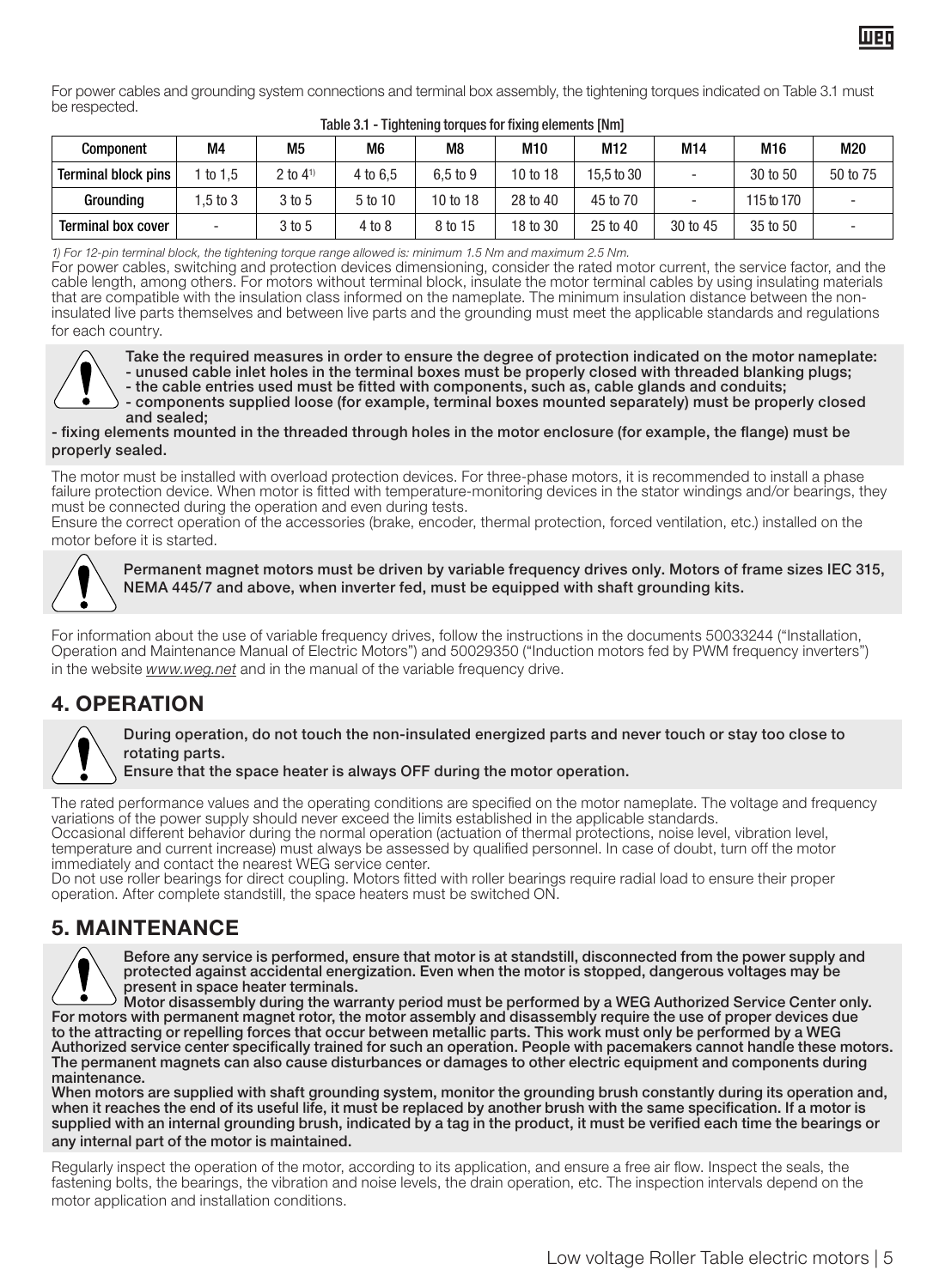For power cables and grounding system connections and terminal box assembly, the tightening torques indicated on Table 3.1 must be respected.

Table 3.1 - Tightening torques for fixing elements [Nm]

| Component | M4 | M5 | M6 | M8 | M10 | M12 | M14 | M16 | M20 |
|---|---|---|---|---|---|---|---|---|---|
| Terminal block pins | 1 to 1,5 | 2 to 4[1)] | 4 to 6,5 | 6,5 to 9 | 10 to 18 | 15,5 to 30 | - | 30 to 50 | 50 to 75 |
| Grounding | 1,5 to 3 | 3 to 5 | 5 to 10 | 10 to 18 | 28 to 40 | 45 to 70 | - | 115 to 170 | - |
| Terminal box cover | - | 3 to 5 | 4 to 8 | 8 to 15 | 18 to 30 | 25 to 40 | 30 to 45 | 35 to 50 | - |

*1) For 12-pin terminal block, the tightening torque range allowed is: minimum 1.5 Nm and maximum 2.5 Nm.*

For power cables, switching and protection devices dimensioning, consider the rated motor current, the service factor, and the cable length, among others. For motors without terminal block, insulate the motor terminal cables by using insulating materials that are compatible with the insulation class informed on the nameplate. The minimum insulation distance between the non-insulated live parts themselves and between live parts and the grounding must meet the applicable standards and regulations for each country.

**Take the required measures in order to ensure the degree of protection indicated on the motor nameplate:**
**- unused cable inlet holes in the terminal boxes must be properly closed with threaded blanking plugs;**
**- the cable entries used must be fitted with components, such as, cable glands and conduits;**
**- components supplied loose (for example, terminal boxes mounted separately) must be properly closed and sealed;**
**- fixing elements mounted in the threaded through holes in the motor enclosure (for example, the flange) must be properly sealed.**

The motor must be installed with overload protection devices. For three-phase motors, it is recommended to install a phase failure protection device. When motor is fitted with temperature-monitoring devices in the stator windings and/or bearings, they must be connected during the operation and even during tests.
Ensure the correct operation of the accessories (brake, encoder, thermal protection, forced ventilation, etc.) installed on the motor before it is started.

**Permanent magnet motors must be driven by variable frequency drives only. Motors of frame sizes IEC 315, NEMA 445/7 and above, when inverter fed, must be equipped with shaft grounding kits.**

For information about the use of variable frequency drives, follow the instructions in the documents 50033244 ("Installation, Operation and Maintenance Manual of Electric Motors") and 50029350 ("Induction motors fed by PWM frequency inverters") in the website *www.weg.net* and in the manual of the variable frequency drive.

## 4. OPERATION

**During operation, do not touch the non-insulated energized parts and never touch or stay too close to rotating parts.**
**Ensure that the space heater is always OFF during the motor operation.**

The rated performance values and the operating conditions are specified on the motor nameplate. The voltage and frequency variations of the power supply should never exceed the limits established in the applicable standards.
Occasional different behavior during the normal operation (actuation of thermal protections, noise level, vibration level, temperature and current increase) must always be assessed by qualified personnel. In case of doubt, turn off the motor immediately and contact the nearest WEG service center.
Do not use roller bearings for direct coupling. Motors fitted with roller bearings require radial load to ensure their proper operation. After complete standstill, the space heaters must be switched ON.

## 5. MAINTENANCE

**Before any service is performed, ensure that motor is at standstill, disconnected from the power supply and protected against accidental energization. Even when the motor is stopped, dangerous voltages may be present in space heater terminals.**
**Motor disassembly during the warranty period must be performed by a WEG Authorized Service Center only. For motors with permanent magnet rotor, the motor assembly and disassembly require the use of proper devices due to the attracting or repelling forces that occur between metallic parts. This work must only be performed by a WEG Authorized service center specifically trained for such an operation. People with pacemakers cannot handle these motors. The permanent magnets can also cause disturbances or damages to other electric equipment and components during maintenance.**
**When motors are supplied with shaft grounding system, monitor the grounding brush constantly during its operation and, when it reaches the end of its useful life, it must be replaced by another brush with the same specification. If a motor is supplied with an internal grounding brush, indicated by a tag in the product, it must be verified each time the bearings or any internal part of the motor is maintained.**

Regularly inspect the operation of the motor, according to its application, and ensure a free air flow. Inspect the seals, the fastening bolts, the bearings, the vibration and noise levels, the drain operation, etc. The inspection intervals depend on the motor application and installation conditions.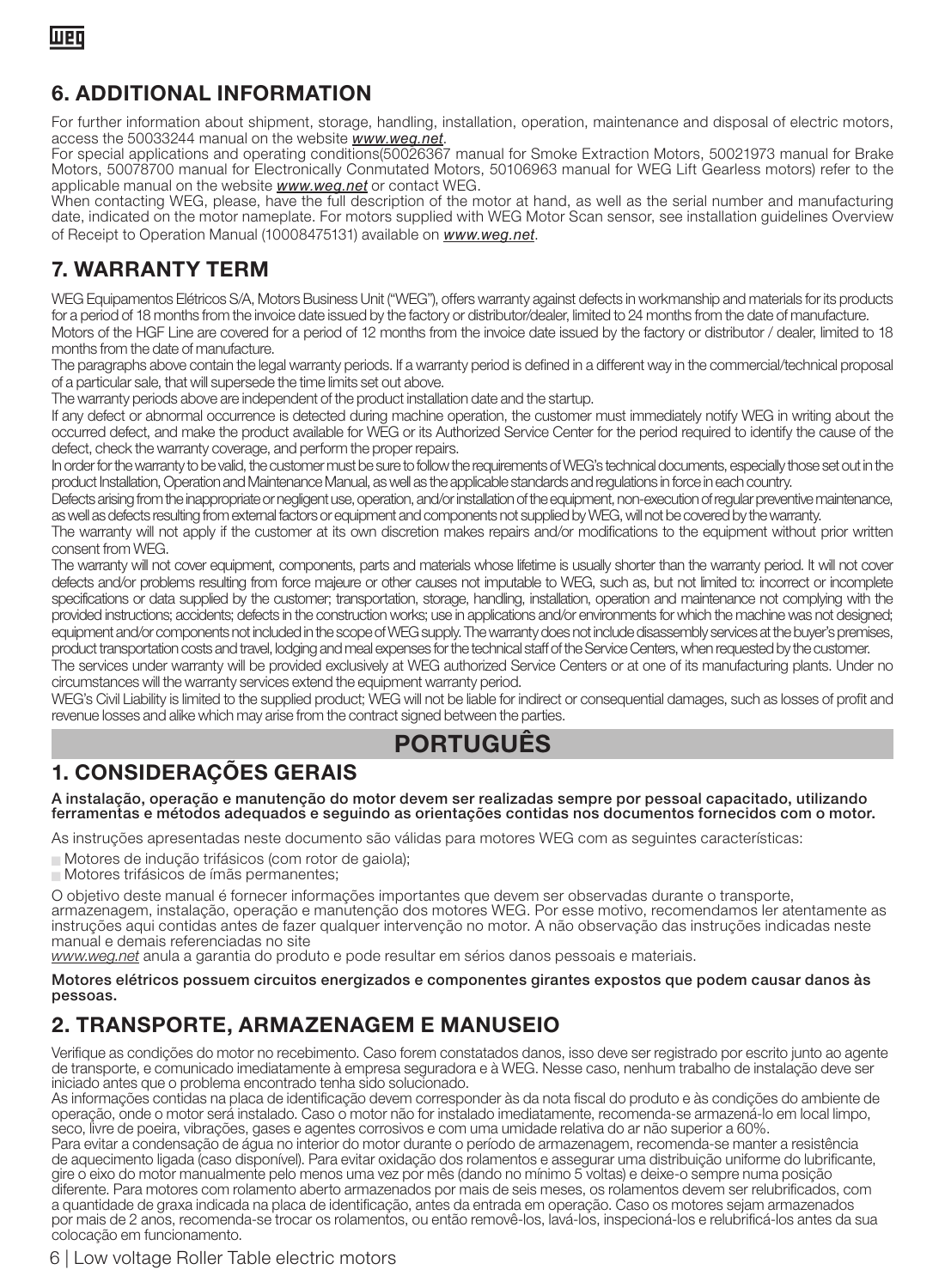## 6. ADDITIONAL INFORMATION

For further information about shipment, storage, handling, installation, operation, maintenance and disposal of electric motors, access the 50033244 manual on the website *www.weg.net*.

For special applications and operating conditions(50026367 manual for Smoke Extraction Motors, 50021973 manual for Brake Motors, 50078700 manual for Electronically Conmutated Motors, 50106963 manual for WEG Lift Gearless motors) refer to the applicable manual on the website *www.weg.net* or contact WEG.

When contacting WEG, please, have the full description of the motor at hand, as well as the serial number and manufacturing date, indicated on the motor nameplate. For motors supplied with WEG Motor Scan sensor, see installation guidelines Overview of Receipt to Operation Manual (10008475131) available on *www.weg.net*.

## 7. WARRANTY TERM

WEG Equipamentos Elétricos S/A, Motors Business Unit ("WEG"), offers warranty against defects in workmanship and materials for its products for a period of 18 months from the invoice date issued by the factory or distributor/dealer, limited to 24 months from the date of manufacture.

Motors of the HGF Line are covered for a period of 12 months from the invoice date issued by the factory or distributor / dealer, limited to 18 months from the date of manufacture.

The paragraphs above contain the legal warranty periods. If a warranty period is defined in a different way in the commercial/technical proposal of a particular sale, that will supersede the time limits set out above.

The warranty periods above are independent of the product installation date and the startup.

If any defect or abnormal occurrence is detected during machine operation, the customer must immediately notify WEG in writing about the occurred defect, and make the product available for WEG or its Authorized Service Center for the period required to identify the cause of the defect, check the warranty coverage, and perform the proper repairs.

In order for the warranty to be valid, the customer must be sure to follow the requirements of WEG's technical documents, especially those set out in the product Installation, Operation and Maintenance Manual, as well as the applicable standards and regulations in force in each country.

Defects arising from the inappropriate or negligent use, operation, and/or installation of the equipment, non-execution of regular preventive maintenance, as well as defects resulting from external factors or equipment and components not supplied by WEG, will not be covered by the warranty.

The warranty will not apply if the customer at its own discretion makes repairs and/or modifications to the equipment without prior written consent from WEG.

The warranty will not cover equipment, components, parts and materials whose lifetime is usually shorter than the warranty period. It will not cover defects and/or problems resulting from force majeure or other causes not imputable to WEG, such as, but not limited to: incorrect or incomplete specifications or data supplied by the customer; transportation, storage, handling, installation, operation and maintenance not complying with the provided instructions; accidents; defects in the construction works; use in applications and/or environments for which the machine was not designed; equipment and/or components not included in the scope of WEG supply. The warranty does not include disassembly services at the buyer's premises, product transportation costs and travel, lodging and meal expenses for the technical staff of the Service Centers, when requested by the customer.

The services under warranty will be provided exclusively at WEG authorized Service Centers or at one of its manufacturing plants. Under no circumstances will the warranty services extend the equipment warranty period.

WEG's Civil Liability is limited to the supplied product; WEG will not be liable for indirect or consequential damages, such as losses of profit and revenue losses and alike which may arise from the contract signed between the parties.

# PORTUGUÊS

## 1. CONSIDERAÇÕES GERAIS

**A instalação, operação e manutenção do motor devem ser realizadas sempre por pessoal capacitado, utilizando ferramentas e métodos adequados e seguindo as orientações contidas nos documentos fornecidos com o motor.**

As instruções apresentadas neste documento são válidas para motores WEG com as seguintes características:

- Motores de indução trifásicos (com rotor de gaiola);
- Motores trifásicos de ímãs permanentes;

O objetivo deste manual é fornecer informações importantes que devem ser observadas durante o transporte, armazenagem, instalação, operação e manutenção dos motores WEG. Por esse motivo, recomendamos ler atentamente as instruções aqui contidas antes de fazer qualquer intervenção no motor. A não observação das instruções indicadas neste manual e demais referenciadas no site *www.weg.net* anula a garantia do produto e pode resultar em sérios danos pessoais e materiais.

**Motores elétricos possuem circuitos energizados e componentes girantes expostos que podem causar danos às pessoas.**

## 2. TRANSPORTE, ARMAZENAGEM E MANUSEIO

Verifique as condições do motor no recebimento. Caso forem constatados danos, isso deve ser registrado por escrito junto ao agente de transporte, e comunicado imediatamente à empresa seguradora e à WEG. Nesse caso, nenhum trabalho de instalação deve ser iniciado antes que o problema encontrado tenha sido solucionado.

As informações contidas na placa de identificação devem corresponder às da nota fiscal do produto e às condições do ambiente de operação, onde o motor será instalado. Caso o motor não for instalado imediatamente, recomenda-se armazená-lo em local limpo, seco, livre de poeira, vibrações, gases e agentes corrosivos e com uma umidade relativa do ar não superior a 60%.

Para evitar a condensação de água no interior do motor durante o período de armazenagem, recomenda-se manter a resistência de aquecimento ligada (caso disponível). Para evitar oxidação dos rolamentos e assegurar uma distribuição uniforme do lubrificante, gire o eixo do motor manualmente pelo menos uma vez por mês (dando no mínimo 5 voltas) e deixe-o sempre numa posição diferente. Para motores com rolamento aberto armazenados por mais de seis meses, os rolamentos devem ser relubrificados, com a quantidade de graxa indicada na placa de identificação, antes da entrada em operação. Caso os motores sejam armazenados por mais de 2 anos, recomenda-se trocar os rolamentos, ou então removê-los, lavá-los, inspecioná-los e relubrificá-los antes da sua colocação em funcionamento.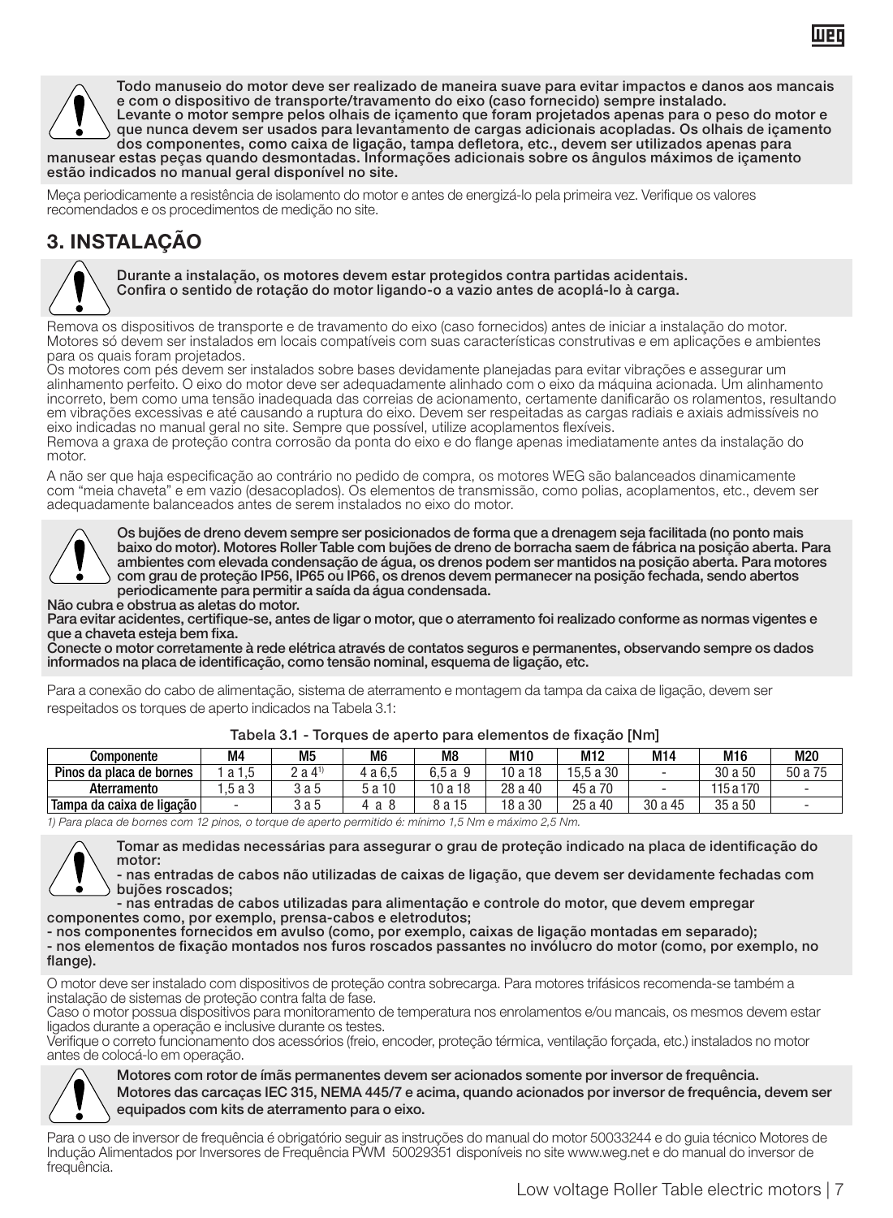**Todo manuseio do motor deve ser realizado de maneira suave para evitar impactos e danos aos mancais e com o dispositivo de transporte/travamento do eixo (caso fornecido) sempre instalado.**
**Levante o motor sempre pelos olhais de içamento que foram projetados apenas para o peso do motor e que nunca devem ser usados para levantamento de cargas adicionais acopladas. Os olhais de içamento dos componentes, como caixa de ligação, tampa defletora, etc., devem ser utilizados apenas para manusear estas peças quando desmontadas. Informações adicionais sobre os ângulos máximos de içamento estão indicados no manual geral disponível no site.**

Meça periodicamente a resistência de isolamento do motor e antes de energizá-lo pela primeira vez. Verifique os valores recomendados e os procedimentos de medição no site.

# 3. INSTALAÇÃO

**Durante a instalação, os motores devem estar protegidos contra partidas acidentais.**
**Confira o sentido de rotação do motor ligando-o a vazio antes de acoplá-lo à carga.**

Remova os dispositivos de transporte e de travamento do eixo (caso fornecidos) antes de iniciar a instalação do motor. Motores só devem ser instalados em locais compatíveis com suas características construtivas e em aplicações e ambientes para os quais foram projetados.
Os motores com pés devem ser instalados sobre bases devidamente planejadas para evitar vibrações e assegurar um alinhamento perfeito. O eixo do motor deve ser adequadamente alinhado com o eixo da máquina acionada. Um alinhamento incorreto, bem como uma tensão inadequada das correias de acionamento, certamente danificarão os rolamentos, resultando em vibrações excessivas e até causando a ruptura do eixo. Devem ser respeitadas as cargas radiais e axiais admissíveis no eixo indicadas no manual geral no site. Sempre que possível, utilize acoplamentos flexíveis.
Remova a graxa de proteção contra corrosão da ponta do eixo e do flange apenas imediatamente antes da instalação do motor.

A não ser que haja especificação ao contrário no pedido de compra, os motores WEG são balanceados dinamicamente com "meia chaveta" e em vazio (desacoplados). Os elementos de transmissão, como polias, acoplamentos, etc., devem ser adequadamente balanceados antes de serem instalados no eixo do motor.

**Os bujões de dreno devem sempre ser posicionados de forma que a drenagem seja facilitada (no ponto mais baixo do motor). Motores Roller Table com bujões de dreno de borracha saem de fábrica na posição aberta. Para ambientes com elevada condensação de água, os drenos podem ser mantidos na posição aberta. Para motores com grau de proteção IP56, IP65 ou IP66, os drenos devem permanecer na posição fechada, sendo abertos periodicamente para permitir a saída da água condensada.**
**Não cubra e obstrua as aletas do motor.**
**Para evitar acidentes, certifique-se, antes de ligar o motor, que o aterramento foi realizado conforme as normas vigentes e que a chaveta esteja bem fixa.**
**Conecte o motor corretamente à rede elétrica através de contatos seguros e permanentes, observando sempre os dados informados na placa de identificação, como tensão nominal, esquema de ligação, etc.**

Para a conexão do cabo de alimentação, sistema de aterramento e montagem da tampa da caixa de ligação, devem ser respeitados os torques de aperto indicados na Tabela 3.1:

Tabela 3.1 - Torques de aperto para elementos de fixação [Nm]

| Componente | M4 | M5 | M6 | M8 | M10 | M12 | M14 | M16 | M20 |
|---|---|---|---|---|---|---|---|---|---|
| Pinos da placa de bornes | 1 a 1,5 | 2 a 4[1] | 4 a 6,5 | 6,5 a 9 | 10 a 18 | 15,5 a 30 | - | 30 a 50 | 50 a 75 |
| Aterramento | 1,5 a 3 | 3 a 5 | 5 a 10 | 10 a 18 | 28 a 40 | 45 a 70 | - | 115 a 170 | - |
| Tampa da caixa de ligação | - | 3 a 5 | 4 a 8 | 8 a 15 | 18 a 30 | 25 a 40 | 30 a 45 | 35 a 50 | - |

*1) Para placa de bornes com 12 pinos, o torque de aperto permitido é: mínimo 1,5 Nm e máximo 2,5 Nm.*

**Tomar as medidas necessárias para assegurar o grau de proteção indicado na placa de identificação do motor:**
**- nas entradas de cabos não utilizadas de caixas de ligação, que devem ser devidamente fechadas com bujões roscados;**
**- nas entradas de cabos utilizadas para alimentação e controle do motor, que devem empregar componentes como, por exemplo, prensa-cabos e eletrodutos;**
**- nos componentes fornecidos em avulso (como, por exemplo, caixas de ligação montadas em separado);**
**- nos elementos de fixação montados nos furos roscados passantes no invólucro do motor (como, por exemplo, no flange).**

O motor deve ser instalado com dispositivos de proteção contra sobrecarga. Para motores trifásicos recomenda-se também a instalação de sistemas de proteção contra falta de fase.
Caso o motor possua dispositivos para monitoramento de temperatura nos enrolamentos e/ou mancais, os mesmos devem estar ligados durante a operação e inclusive durante os testes.
Verifique o correto funcionamento dos acessórios (freio, encoder, proteção térmica, ventilação forçada, etc.) instalados no motor antes de colocá-lo em operação.

**Motores com rotor de ímãs permanentes devem ser acionados somente por inversor de frequência.**
**Motores das carcaças IEC 315, NEMA 445/7 e acima, quando acionados por inversor de frequência, devem ser equipados com kits de aterramento para o eixo.**

Para o uso de inversor de frequência é obrigatório seguir as instruções do manual do motor 50033244 e do guia técnico Motores de Indução Alimentados por Inversores de Frequência PWM 50029351 disponíveis no site www.weg.net e do manual do inversor de frequência.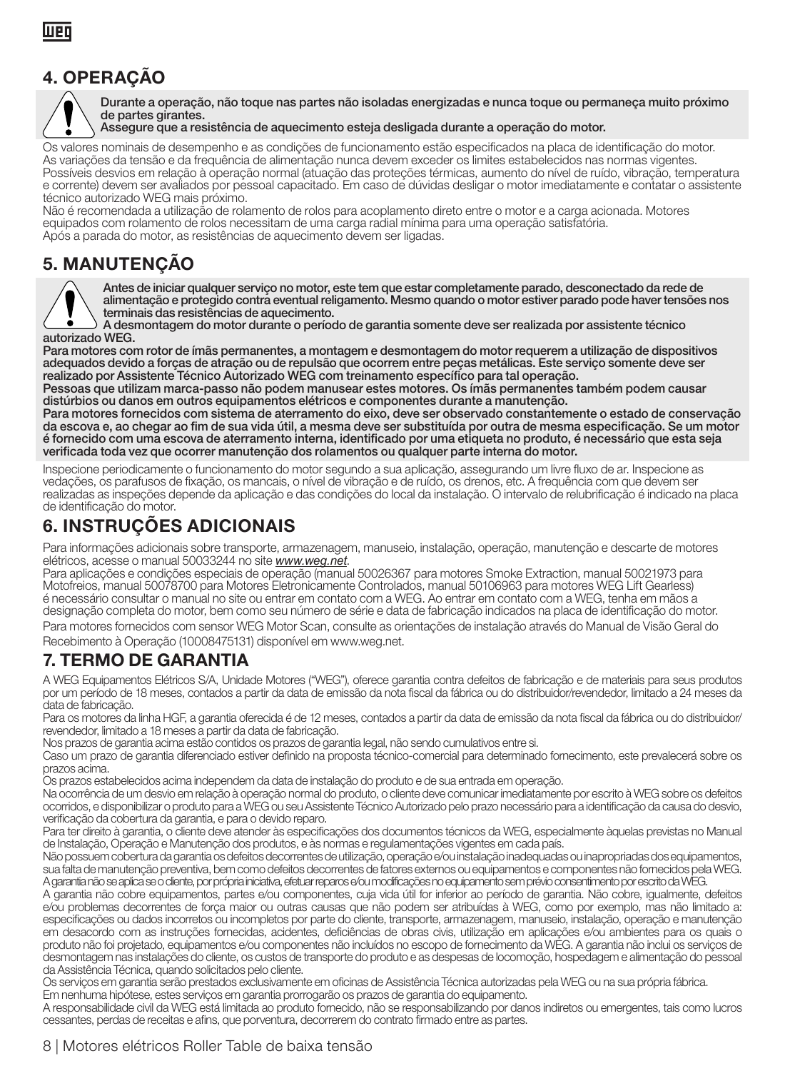## 4. OPERAÇÃO

**Durante a operação, não toque nas partes não isoladas energizadas e nunca toque ou permaneça muito próximo de partes girantes.**
**Assegure que a resistência de aquecimento esteja desligada durante a operação do motor.**

Os valores nominais de desempenho e as condições de funcionamento estão especificados na placa de identificação do motor. As variações da tensão e da frequência de alimentação nunca devem exceder os limites estabelecidos nas normas vigentes. Possíveis desvios em relação à operação normal (atuação das proteções térmicas, aumento do nível de ruído, vibração, temperatura e corrente) devem ser avaliados por pessoal capacitado. Em caso de dúvidas desligar o motor imediatamente e contatar o assistente técnico autorizado WEG mais próximo.
Não é recomendada a utilização de rolamento de rolos para acoplamento direto entre o motor e a carga acionada. Motores equipados com rolamento de rolos necessitam de uma carga radial mínima para uma operação satisfatória.
Após a parada do motor, as resistências de aquecimento devem ser ligadas.

## 5. MANUTENÇÃO

**Antes de iniciar qualquer serviço no motor, este tem que estar completamente parado, desconectado da rede de alimentação e protegido contra eventual religamento. Mesmo quando o motor estiver parado pode haver tensões nos terminais das resistências de aquecimento.**
**A desmontagem do motor durante o período de garantia somente deve ser realizada por assistente técnico autorizado WEG.**
**Para motores com rotor de ímãs permanentes, a montagem e desmontagem do motor requerem a utilização de dispositivos adequados devido a forças de atração ou de repulsão que ocorrem entre peças metálicas. Este serviço somente deve ser realizado por Assistente Técnico Autorizado WEG com treinamento específico para tal operação.**
**Pessoas que utilizam marca-passo não podem manusear estes motores. Os ímãs permanentes também podem causar distúrbios ou danos em outros equipamentos elétricos e componentes durante a manutenção.**
**Para motores fornecidos com sistema de aterramento do eixo, deve ser observado constantemente o estado de conservação da escova e, ao chegar ao fim de sua vida útil, a mesma deve ser substituída por outra de mesma especificação. Se um motor é fornecido com uma escova de aterramento interna, identificado por uma etiqueta no produto, é necessário que esta seja verificada toda vez que ocorrer manutenção dos rolamentos ou qualquer parte interna do motor.**

Inspecione periodicamente o funcionamento do motor segundo a sua aplicação, assegurando um livre fluxo de ar. Inspecione as vedações, os parafusos de fixação, os mancais, o nível de vibração e de ruído, os drenos, etc. A frequência com que devem ser realizadas as inspeções depende da aplicação e das condições do local da instalação. O intervalo de relubrificação é indicado na placa de identificação do motor.

## 6. INSTRUÇÕES ADICIONAIS

Para informações adicionais sobre transporte, armazenagem, manuseio, instalação, operação, manutenção e descarte de motores elétricos, acesse o manual 50033244 no site ***www.weg.net***.
Para aplicações e condições especiais de operação (manual 50026367 para motores Smoke Extraction, manual 50021973 para Motofreios, manual 50078700 para Motores Eletronicamente Controlados, manual 50106963 para motores WEG Lift Gearless) é necessário consultar o manual no site ou entrar em contato com a WEG. Ao entrar em contato com a WEG, tenha em mãos a designação completa do motor, bem como seu número de série e data de fabricação indicados na placa de identificação do motor.
Para motores fornecidos com sensor WEG Motor Scan, consulte as orientações de instalação através do Manual de Visão Geral do Recebimento à Operação (10008475131) disponível em www.weg.net.

## 7. TERMO DE GARANTIA

A WEG Equipamentos Elétricos S/A, Unidade Motores ("WEG"), oferece garantia contra defeitos de fabricação e de materiais para seus produtos por um período de 18 meses, contados a partir da data de emissão da nota fiscal da fábrica ou do distribuidor/revendedor, limitado a 24 meses da data de fabricação.
Para os motores da linha HGF, a garantia oferecida é de 12 meses, contados a partir da data de emissão da nota fiscal da fábrica ou do distribuidor/revendedor, limitado a 18 meses a partir da data de fabricação.
Nos prazos de garantia acima estão contidos os prazos de garantia legal, não sendo cumulativos entre si.
Caso um prazo de garantia diferenciado estiver definido na proposta técnico-comercial para determinado fornecimento, este prevalecerá sobre os prazos acima.
Os prazos estabelecidos acima independem da data de instalação do produto e de sua entrada em operação.
Na ocorrência de um desvio em relação à operação normal do produto, o cliente deve comunicar imediatamente por escrito à WEG sobre os defeitos ocorridos, e disponibilizar o produto para a WEG ou seu Assistente Técnico Autorizado pelo prazo necessário para a identificação da causa do desvio, verificação da cobertura da garantia, e para o devido reparo.
Para ter direito à garantia, o cliente deve atender às especificações dos documentos técnicos da WEG, especialmente àquelas previstas no Manual de Instalação, Operação e Manutenção dos produtos, e às normas e regulamentações vigentes em cada país.
Não possuem cobertura da garantia os defeitos decorrentes de utilização, operação e/ou instalação inadequadas ou inapropriadas dos equipamentos, sua falta de manutenção preventiva, bem como defeitos decorrentes de fatores externos ou equipamentos e componentes não fornecidos pela WEG.
A garantia não se aplica se o cliente, por própria iniciativa, efetuar reparos e/ou modificações no equipamento sem prévio consentimento por escrito da WEG.
A garantia não cobre equipamentos, partes e/ou componentes, cuja vida útil for inferior ao período de garantia. Não cobre, igualmente, defeitos e/ou problemas decorrentes de força maior ou outras causas que não podem ser atribuídas à WEG, como por exemplo, mas não limitado a: especificações ou dados incorretos ou incompletos por parte do cliente, transporte, armazenagem, manuseio, instalação, operação e manutenção em desacordo com as instruções fornecidas, acidentes, deficiências de obras civis, utilização em aplicações e/ou ambientes para os quais o produto não foi projetado, equipamentos e/ou componentes não incluídos no escopo de fornecimento da WEG. A garantia não inclui os serviços de desmontagem nas instalações do cliente, os custos de transporte do produto e as despesas de locomoção, hospedagem e alimentação do pessoal da Assistência Técnica, quando solicitados pelo cliente.
Os serviços em garantia serão prestados exclusivamente em oficinas de Assistência Técnica autorizadas pela WEG ou na sua própria fábrica.
Em nenhuma hipótese, estes serviços em garantia prorrogarão os prazos de garantia do equipamento.
A responsabilidade civil da WEG está limitada ao produto fornecido, não se responsabilizando por danos indiretos ou emergentes, tais como lucros cessantes, perdas de receitas e afins, que porventura, decorrerem do contrato firmado entre as partes.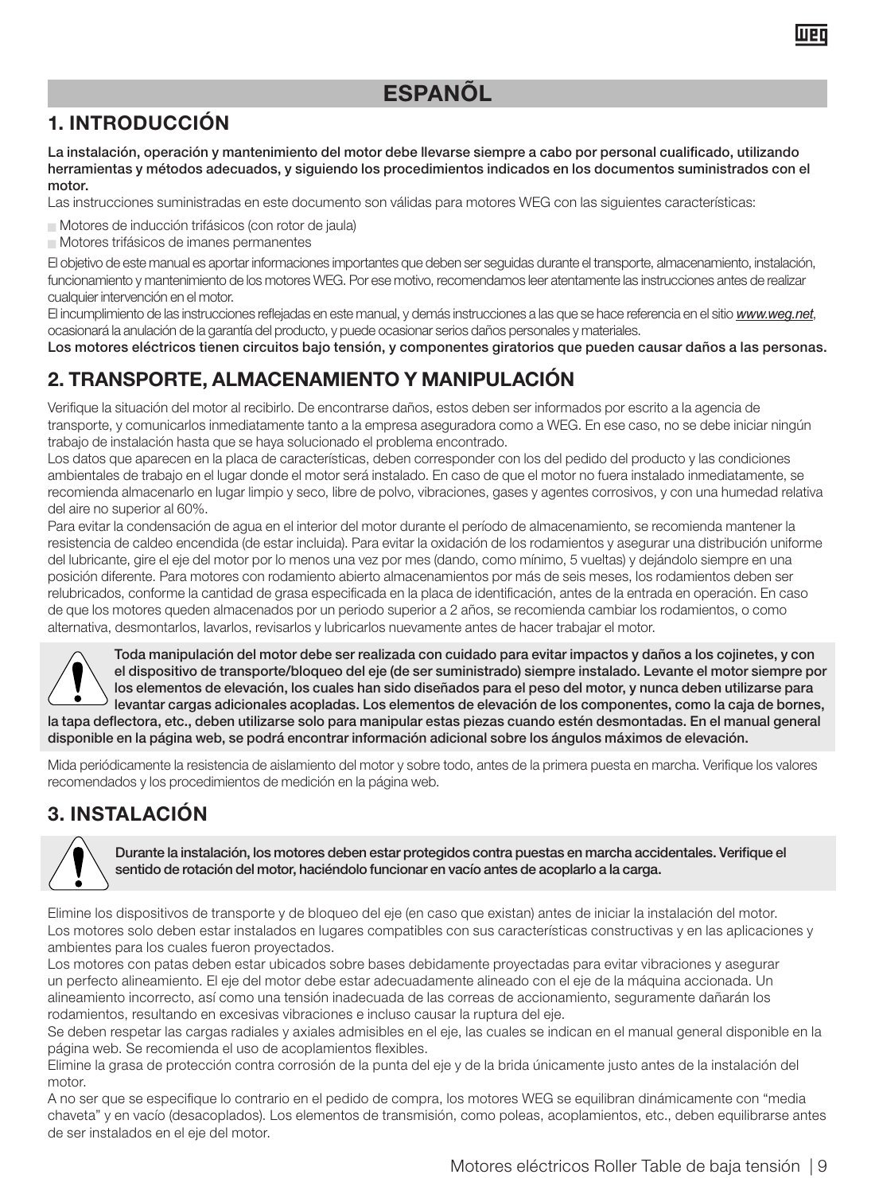# ESPANÕL

## 1. INTRODUCCIÓN

**La instalación, operación y mantenimiento del motor debe llevarse siempre a cabo por personal cualificado, utilizando herramientas y métodos adecuados, y siguiendo los procedimientos indicados en los documentos suministrados con el motor.**

Las instrucciones suministradas en este documento son válidas para motores WEG con las siguientes características:

- Motores de inducción trifásicos (con rotor de jaula)
- Motores trifásicos de imanes permanentes

El objetivo de este manual es aportar informaciones importantes que deben ser seguidas durante el transporte, almacenamiento, instalación, funcionamiento y mantenimiento de los motores WEG. Por ese motivo, recomendamos leer atentamente las instrucciones antes de realizar cualquier intervención en el motor.

El incumplimiento de las instrucciones reflejadas en este manual, y demás instrucciones a las que se hace referencia en el sitio *www.weg.net*, ocasionará la anulación de la garantía del producto, y puede ocasionar serios daños personales y materiales.

**Los motores eléctricos tienen circuitos bajo tensión, y componentes giratorios que pueden causar daños a las personas.**

## 2. TRANSPORTE, ALMACENAMIENTO Y MANIPULACIÓN

Verifique la situación del motor al recibirlo. De encontrarse daños, estos deben ser informados por escrito a la agencia de transporte, y comunicarlos inmediatamente tanto a la empresa aseguradora como a WEG. En ese caso, no se debe iniciar ningún trabajo de instalación hasta que se haya solucionado el problema encontrado.

Los datos que aparecen en la placa de características, deben corresponder con los del pedido del producto y las condiciones ambientales de trabajo en el lugar donde el motor será instalado. En caso de que el motor no fuera instalado inmediatamente, se recomienda almacenarlo en lugar limpio y seco, libre de polvo, vibraciones, gases y agentes corrosivos, y con una humedad relativa del aire no superior al 60%.

Para evitar la condensación de agua en el interior del motor durante el período de almacenamiento, se recomienda mantener la resistencia de caldeo encendida (de estar incluida). Para evitar la oxidación de los rodamientos y asegurar una distribución uniforme del lubricante, gire el eje del motor por lo menos una vez por mes (dando, como mínimo, 5 vueltas) y dejándolo siempre en una posición diferente. Para motores con rodamiento abierto almacenamientos por más de seis meses, los rodamientos deben ser relubricados, conforme la cantidad de grasa especificada en la placa de identificación, antes de la entrada en operación. En caso de que los motores queden almacenados por un periodo superior a 2 años, se recomienda cambiar los rodamientos, o como alternativa, desmontarlos, lavarlos, revisarlos y lubricarlos nuevamente antes de hacer trabajar el motor.

**Toda manipulación del motor debe ser realizada con cuidado para evitar impactos y daños a los cojinetes, y con el dispositivo de transporte/bloqueo del eje (de ser suministrado) siempre instalado. Levante el motor siempre por los elementos de elevación, los cuales han sido diseñados para el peso del motor, y nunca deben utilizarse para levantar cargas adicionales acopladas. Los elementos de elevación de los componentes, como la caja de bornes, la tapa deflectora, etc., deben utilizarse solo para manipular estas piezas cuando estén desmontadas. En el manual general disponible en la página web, se podrá encontrar información adicional sobre los ángulos máximos de elevación.**

Mida periódicamente la resistencia de aislamiento del motor y sobre todo, antes de la primera puesta en marcha. Verifique los valores recomendados y los procedimientos de medición en la página web.

## 3. INSTALACIÓN

**Durante la instalación, los motores deben estar protegidos contra puestas en marcha accidentales. Verifique el sentido de rotación del motor, haciéndolo funcionar en vacío antes de acoplarlo a la carga.**

Elimine los dispositivos de transporte y de bloqueo del eje (en caso que existan) antes de iniciar la instalación del motor.

Los motores solo deben estar instalados en lugares compatibles con sus características constructivas y en las aplicaciones y ambientes para los cuales fueron proyectados.

Los motores con patas deben estar ubicados sobre bases debidamente proyectadas para evitar vibraciones y asegurar un perfecto alineamiento. El eje del motor debe estar adecuadamente alineado con el eje de la máquina accionada. Un alineamiento incorrecto, así como una tensión inadecuada de las correas de accionamiento, seguramente dañarán los rodamientos, resultando en excesivas vibraciones e incluso causar la ruptura del eje.

Se deben respetar las cargas radiales y axiales admisibles en el eje, las cuales se indican en el manual general disponible en la página web. Se recomienda el uso de acoplamientos flexibles.

Elimine la grasa de protección contra corrosión de la punta del eje y de la brida únicamente justo antes de la instalación del motor.

A no ser que se especifique lo contrario en el pedido de compra, los motores WEG se equilibran dinámicamente con "media chaveta" y en vacío (desacoplados). Los elementos de transmisión, como poleas, acoplamientos, etc., deben equilibrarse antes de ser instalados en el eje del motor.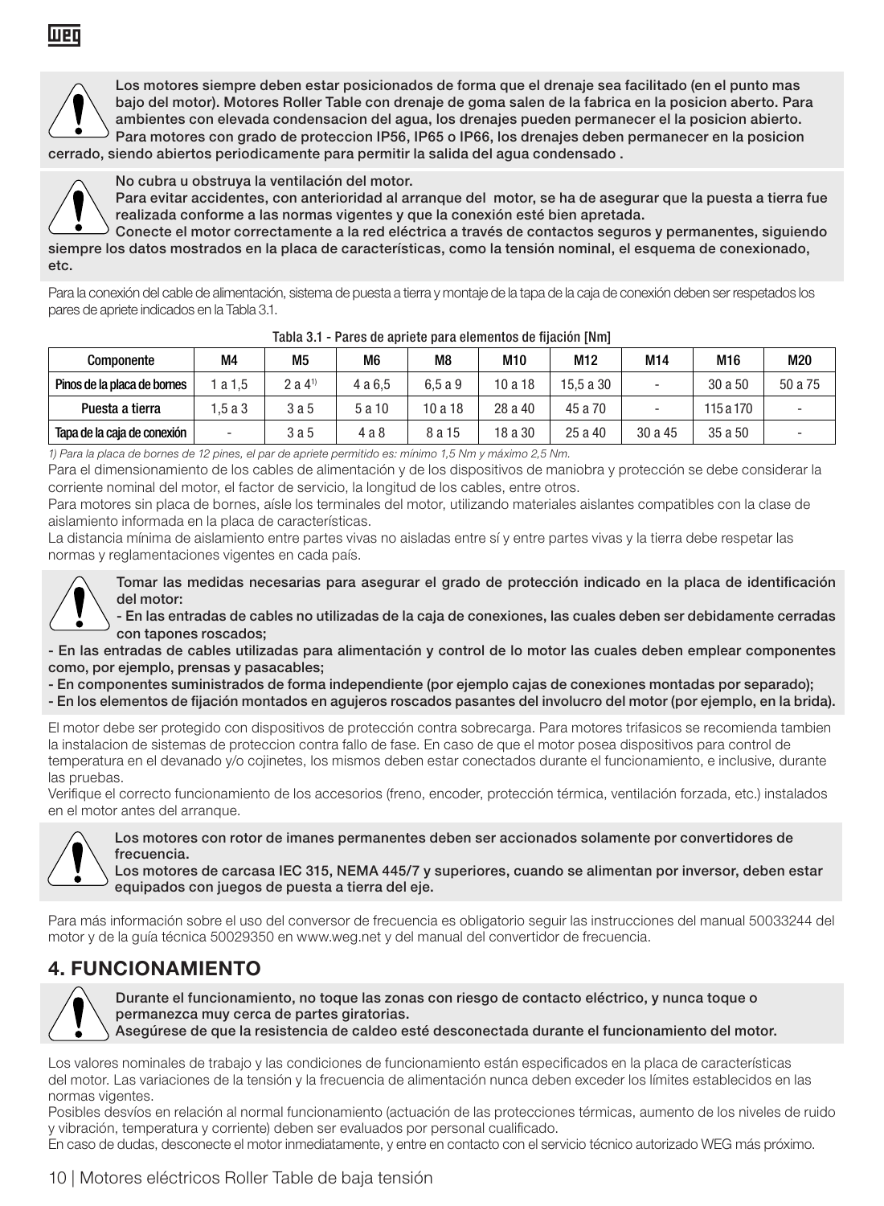**Los motores siempre deben estar posicionados de forma que el drenaje sea facilitado (en el punto mas bajo del motor). Motores Roller Table con drenaje de goma salen de la fabrica en la posicion aberto. Para ambientes con elevada condensacion del agua, los drenajes pueden permanecer el la posicion abierto. Para motores con grado de proteccion IP56, IP65 o IP66, los drenajes deben permanecer en la posicion cerrado, siendo abiertos periodicamente para permitir la salida del agua condensado .**

**No cubra u obstruya la ventilación del motor.**
**Para evitar accidentes, con anterioridad al arranque del motor, se ha de asegurar que la puesta a tierra fue realizada conforme a las normas vigentes y que la conexión esté bien apretada.**
**Conecte el motor correctamente a la red eléctrica a través de contactos seguros y permanentes, siguiendo siempre los datos mostrados en la placa de características, como la tensión nominal, el esquema de conexionado, etc.**

Para la conexión del cable de alimentación, sistema de puesta a tierra y montaje de la tapa de la caja de conexión deben ser respetados los pares de apriete indicados en la Tabla 3.1.

Tabla 3.1 - Pares de apriete para elementos de fijación [Nm]

| Componente | M4 | M5 | M6 | M8 | M10 | M12 | M14 | M16 | M20 |
|---|---|---|---|---|---|---|---|---|---|
| Pinos de la placa de bornes | 1 a 1,5 | 2 a 4[1] | 4 a 6,5 | 6,5 a 9 | 10 a 18 | 15,5 a 30 | - | 30 a 50 | 50 a 75 |
| Puesta a tierra | 1,5 a 3 | 3 a 5 | 5 a 10 | 10 a 18 | 28 a 40 | 45 a 70 | - | 115 a 170 | - |
| Tapa de la caja de conexión | - | 3 a 5 | 4 a 8 | 8 a 15 | 18 a 30 | 25 a 40 | 30 a 45 | 35 a 50 | - |

*1) Para la placa de bornes de 12 pines, el par de apriete permitido es: mínimo 1,5 Nm y máximo 2,5 Nm.*

Para el dimensionamiento de los cables de alimentación y de los dispositivos de maniobra y protección se debe considerar la corriente nominal del motor, el factor de servicio, la longitud de los cables, entre otros.
Para motores sin placa de bornes, aísle los terminales del motor, utilizando materiales aislantes compatibles con la clase de aislamiento informada en la placa de características.
La distancia mínima de aislamiento entre partes vivas no aisladas entre sí y entre partes vivas y la tierra debe respetar las normas y reglamentaciones vigentes en cada país.

**Tomar las medidas necesarias para asegurar el grado de protección indicado en la placa de identificación del motor:**
**- En las entradas de cables no utilizadas de la caja de conexiones, las cuales deben ser debidamente cerradas con tapones roscados;**
**- En las entradas de cables utilizadas para alimentación y control de lo motor las cuales deben emplear componentes como, por ejemplo, prensas y pasacables;**
**- En componentes suministrados de forma independiente (por ejemplo cajas de conexiones montadas por separado);**
**- En los elementos de fijación montados en agujeros roscados pasantes del involucro del motor (por ejemplo, en la brida).**

El motor debe ser protegido con dispositivos de protección contra sobrecarga. Para motores trifasicos se recomienda tambien la instalacion de sistemas de proteccion contra fallo de fase. En caso de que el motor posea dispositivos para control de temperatura en el devanado y/o cojinetes, los mismos deben estar conectados durante el funcionamiento, e inclusive, durante las pruebas.
Verifique el correcto funcionamiento de los accesorios (freno, encoder, protección térmica, ventilación forzada, etc.) instalados en el motor antes del arranque.

**Los motores con rotor de imanes permanentes deben ser accionados solamente por convertidores de frecuencia.**
**Los motores de carcasa IEC 315, NEMA 445/7 y superiores, cuando se alimentan por inversor, deben estar equipados con juegos de puesta a tierra del eje.**

Para más información sobre el uso del conversor de frecuencia es obligatorio seguir las instrucciones del manual 50033244 del motor y de la guía técnica 50029350 en www.weg.net y del manual del convertidor de frecuencia.

## 4. FUNCIONAMIENTO

**Durante el funcionamiento, no toque las zonas con riesgo de contacto eléctrico, y nunca toque o permanezca muy cerca de partes giratorias.**
**Asegúrese de que la resistencia de caldeo esté desconectada durante el funcionamiento del motor.**

Los valores nominales de trabajo y las condiciones de funcionamiento están especificados en la placa de características del motor. Las variaciones de la tensión y la frecuencia de alimentación nunca deben exceder los límites establecidos en las normas vigentes.
Posibles desvíos en relación al normal funcionamiento (actuación de las protecciones térmicas, aumento de los niveles de ruido y vibración, temperatura y corriente) deben ser evaluados por personal cualificado.
En caso de dudas, desconecte el motor inmediatamente, y entre en contacto con el servicio técnico autorizado WEG más próximo.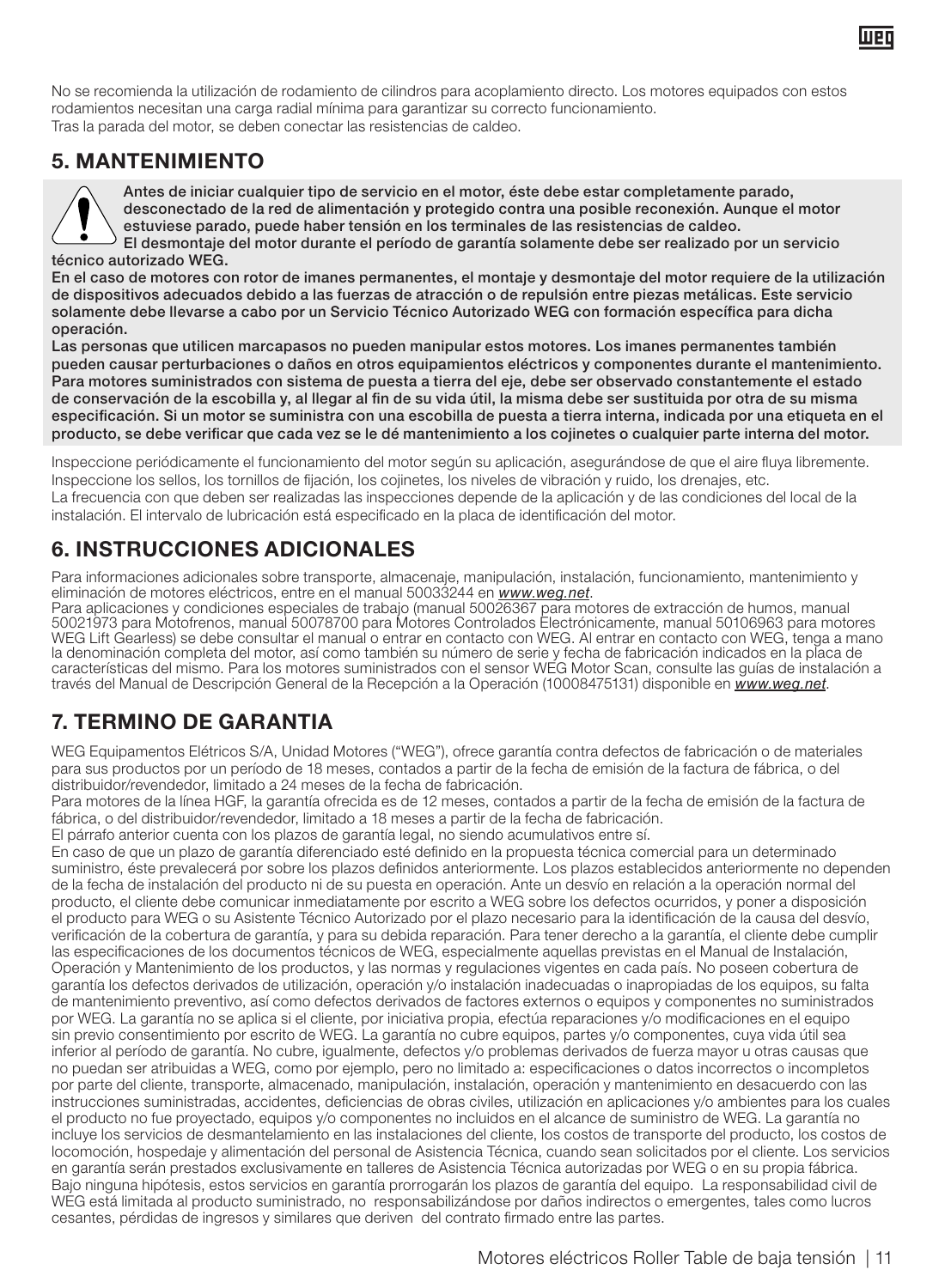No se recomienda la utilización de rodamiento de cilindros para acoplamiento directo. Los motores equipados con estos rodamientos necesitan una carga radial mínima para garantizar su correcto funcionamiento.
Tras la parada del motor, se deben conectar las resistencias de caldeo.

## 5. MANTENIMIENTO

**Antes de iniciar cualquier tipo de servicio en el motor, éste debe estar completamente parado, desconectado de la red de alimentación y protegido contra una posible reconexión. Aunque el motor estuviese parado, puede haber tensión en los terminales de las resistencias de caldeo.**
**El desmontaje del motor durante el período de garantía solamente debe ser realizado por un servicio técnico autorizado WEG.**
**En el caso de motores con rotor de imanes permanentes, el montaje y desmontaje del motor requiere de la utilización de dispositivos adecuados debido a las fuerzas de atracción o de repulsión entre piezas metálicas. Este servicio solamente debe llevarse a cabo por un Servicio Técnico Autorizado WEG con formación específica para dicha operación.**
**Las personas que utilicen marcapasos no pueden manipular estos motores. Los imanes permanentes también pueden causar perturbaciones o daños en otros equipamientos eléctricos y componentes durante el mantenimiento.**
**Para motores suministrados con sistema de puesta a tierra del eje, debe ser observado constantemente el estado de conservación de la escobilla y, al llegar al fin de su vida útil, la misma debe ser sustituida por otra de su misma especificación. Si un motor se suministra con una escobilla de puesta a tierra interna, indicada por una etiqueta en el producto, se debe verificar que cada vez se le dé mantenimiento a los cojinetes o cualquier parte interna del motor.**

Inspeccione periódicamente el funcionamiento del motor según su aplicación, asegurándose de que el aire fluya libremente.
Inspeccione los sellos, los tornillos de fijación, los cojinetes, los niveles de vibración y ruido, los drenajes, etc.
La frecuencia con que deben ser realizadas las inspecciones depende de la aplicación y de las condiciones del local de la instalación. El intervalo de lubricación está especificado en la placa de identificación del motor.

## 6. INSTRUCCIONES ADICIONALES

Para informaciones adicionales sobre transporte, almacenaje, manipulación, instalación, funcionamiento, mantenimiento y eliminación de motores eléctricos, entre en el manual 50033244 en *www.weg.net*.
Para aplicaciones y condiciones especiales de trabajo (manual 50026367 para motores de extracción de humos, manual 50021973 para Motofrenos, manual 50078700 para Motores Controlados Electrónicamente, manual 50106963 para motores WEG Lift Gearless) se debe consultar el manual o entrar en contacto con WEG. Al entrar en contacto con WEG, tenga a mano la denominación completa del motor, así como también su número de serie y fecha de fabricación indicados en la placa de características del mismo. Para los motores suministrados con el sensor WEG Motor Scan, consulte las guías de instalación a través del Manual de Descripción General de la Recepción a la Operación (10008475131) disponible en *www.weg.net*.

## 7. TERMINO DE GARANTIA

WEG Equipamentos Elétricos S/A, Unidad Motores ("WEG"), ofrece garantía contra defectos de fabricación o de materiales para sus productos por un período de 18 meses, contados a partir de la fecha de emisión de la factura de fábrica, o del distribuidor/revendedor, limitado a 24 meses de la fecha de fabricación.
Para motores de la línea HGF, la garantía ofrecida es de 12 meses, contados a partir de la fecha de emisión de la factura de fábrica, o del distribuidor/revendedor, limitado a 18 meses a partir de la fecha de fabricación.
El párrafo anterior cuenta con los plazos de garantía legal, no siendo acumulativos entre sí.
En caso de que un plazo de garantía diferenciado esté definido en la propuesta técnica comercial para un determinado suministro, éste prevalecerá por sobre los plazos definidos anteriormente. Los plazos establecidos anteriormente no dependen de la fecha de instalación del producto ni de su puesta en operación. Ante un desvío en relación a la operación normal del producto, el cliente debe comunicar inmediatamente por escrito a WEG sobre los defectos ocurridos, y poner a disposición el producto para WEG o su Asistente Técnico Autorizado por el plazo necesario para la identificación de la causa del desvío, verificación de la cobertura de garantía, y para su debida reparación. Para tener derecho a la garantía, el cliente debe cumplir las especificaciones de los documentos técnicos de WEG, especialmente aquellas previstas en el Manual de Instalación, Operación y Mantenimiento de los productos, y las normas y regulaciones vigentes en cada país. No poseen cobertura de garantía los defectos derivados de utilización, operación y/o instalación inadecuadas o inapropiadas de los equipos, su falta de mantenimiento preventivo, así como defectos derivados de factores externos o equipos y componentes no suministrados por WEG. La garantía no se aplica si el cliente, por iniciativa propia, efectúa reparaciones y/o modificaciones en el equipo sin previo consentimiento por escrito de WEG. La garantía no cubre equipos, partes y/o componentes, cuya vida útil sea inferior al período de garantía. No cubre, igualmente, defectos y/o problemas derivados de fuerza mayor u otras causas que no puedan ser atribuidas a WEG, como por ejemplo, pero no limitado a: especificaciones o datos incorrectos o incompletos por parte del cliente, transporte, almacenado, manipulación, instalación, operación y mantenimiento en desacuerdo con las instrucciones suministradas, accidentes, deficiencias de obras civiles, utilización en aplicaciones y/o ambientes para los cuales el producto no fue proyectado, equipos y/o componentes no incluidos en el alcance de suministro de WEG. La garantía no incluye los servicios de desmantelamiento en las instalaciones del cliente, los costos de transporte del producto, los costos de locomoción, hospedaje y alimentación del personal de Asistencia Técnica, cuando sean solicitados por el cliente. Los servicios en garantía serán prestados exclusivamente en talleres de Asistencia Técnica autorizadas por WEG o en su propia fábrica. Bajo ninguna hipótesis, estos servicios en garantía prorrogarán los plazos de garantía del equipo. La responsabilidad civil de WEG está limitada al producto suministrado, no responsabilizándose por daños indirectos o emergentes, tales como lucros cesantes, pérdidas de ingresos y similares que deriven del contrato firmado entre las partes.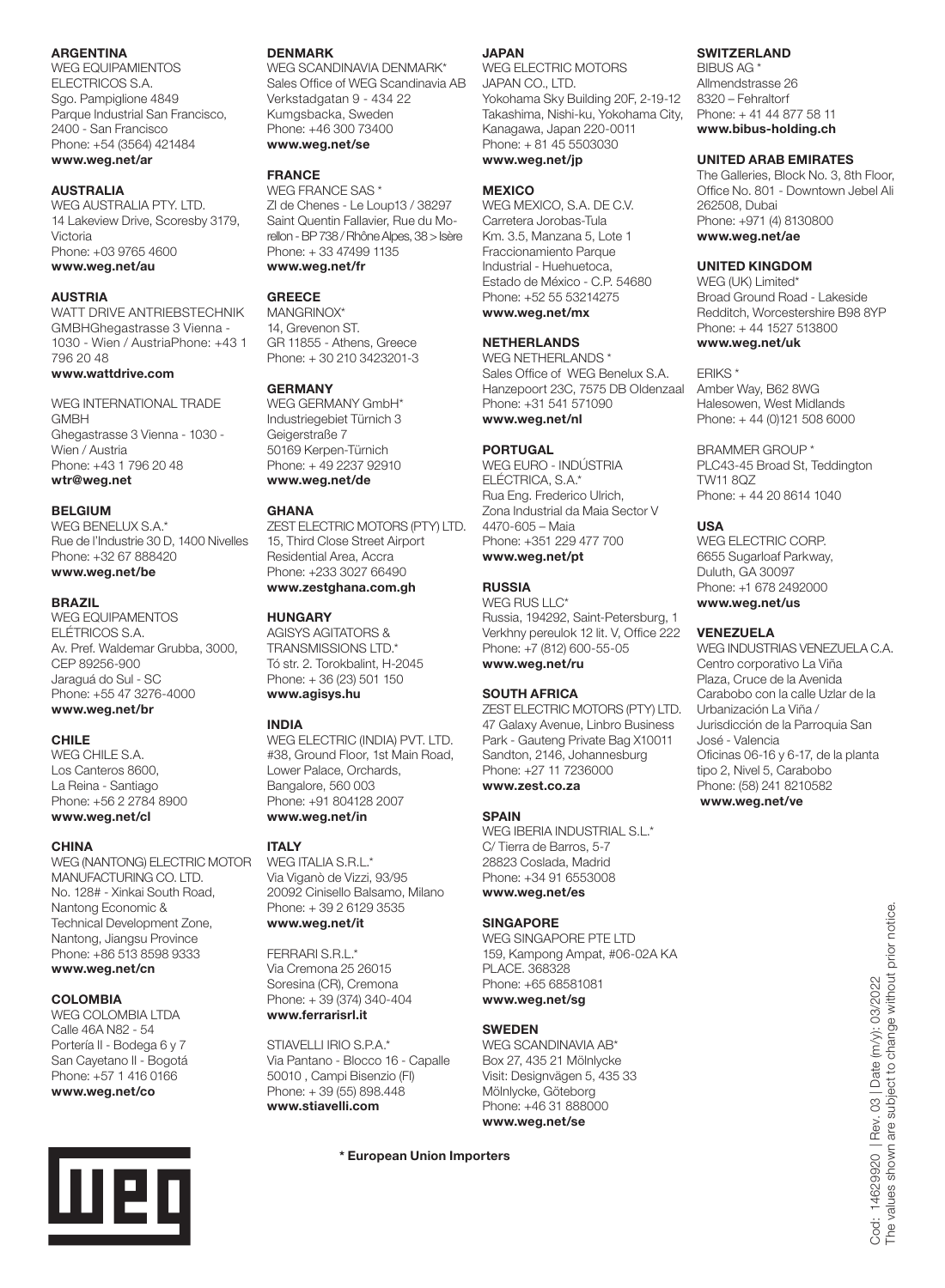**ARGENTINA**
WEG EQUIPAMIENTOS ELECTRICOS S.A.
Sgo. Pampiglione 4849
Parque Industrial San Francisco, 2400 - San Francisco
Phone: +54 (3564) 421484
**www.weg.net/ar**

**AUSTRALIA**
WEG AUSTRALIA PTY. LTD.
14 Lakeview Drive, Scoresby 3179, Victoria
Phone: +03 9765 4600
**www.weg.net/au**

**AUSTRIA**
WATT DRIVE ANTRIEBSTECHNIK GMBHGhegastrasse 3 Vienna - 1030 - Wien / AustriaPhone: +43 1 796 20 48
**www.wattdrive.com**

WEG INTERNATIONAL TRADE GMBH
Ghegastrasse 3 Vienna - 1030 - Wien / Austria
Phone: +43 1 796 20 48
**wtr@weg.net**

**BELGIUM**
WEG BENELUX S.A.*
Rue de l'Industrie 30 D, 1400 Nivelles
Phone: +32 67 888420
**www.weg.net/be**

**BRAZIL**
WEG EQUIPAMENTOS ELÉTRICOS S.A.
Av. Pref. Waldemar Grubba, 3000, CEP 89256-900
Jaraguá do Sul - SC
Phone: +55 47 3276-4000
**www.weg.net/br**

**CHILE**
WEG CHILE S.A.
Los Canteros 8600,
La Reina - Santiago
Phone: +56 2 2784 8900
**www.weg.net/cl**

**CHINA**
WEG (NANTONG) ELECTRIC MOTOR MANUFACTURING CO. LTD.
No. 128# - Xinkai South Road, Nantong Economic & Technical Development Zone, Nantong, Jiangsu Province
Phone: +86 513 8598 9333
**www.weg.net/cn**

**COLOMBIA**
WEG COLOMBIA LTDA
Calle 46A N82 - 54
Portería II - Bodega 6 y 7
San Cayetano II - Bogotá
Phone: +57 1 416 0166
**www.weg.net/co**

**DENMARK**
WEG SCANDINAVIA DENMARK*
Sales Office of WEG Scandinavia AB
Verkstadgatan 9 - 434 22
Kumgsbacka, Sweden
Phone: +46 300 73400
**www.weg.net/se**

**FRANCE**
WEG FRANCE SAS *
ZI de Chenes - Le Loup13 / 38297 Saint Quentin Fallavier, Rue du Morellon - BP 738 / Rhône Alpes, 38 > Isère
Phone: + 33 47499 1135
**www.weg.net/fr**

**GREECE**
MANGRINOX*
14, Grevenon ST.
GR 11855 - Athens, Greece
Phone: + 30 210 3423201-3

**GERMANY**
WEG GERMANY GmbH*
Industriegebiet Türnich 3
Geigerstraße 7
50169 Kerpen-Türnich
Phone: + 49 2237 92910
**www.weg.net/de**

**GHANA**
ZEST ELECTRIC MOTORS (PTY) LTD.
15, Third Close Street Airport Residential Area, Accra
Phone: +233 3027 66490
**www.zestghana.com.gh**

**HUNGARY**
AGISYS AGITATORS & TRANSMISSIONS LTD.*
Tó str. 2. Torokbalint, H-2045
Phone: + 36 (23) 501 150
**www.agisys.hu**

**INDIA**
WEG ELECTRIC (INDIA) PVT. LTD.
#38, Ground Floor, 1st Main Road, Lower Palace, Orchards, Bangalore, 560 003
Phone: +91 804128 2007
**www.weg.net/in**

**ITALY**
WEG ITALIA S.R.L.*
Via Viganò de Vizzi, 93/95
20092 Cinisello Balsamo, Milano
Phone: + 39 2 6129 3535
**www.weg.net/it**

FERRARI S.R.L.*
Via Cremona 25 26015
Soresina (CR), Cremona
Phone: + 39 (374) 340-404
**www.ferrarisrl.it**

STIAVELLI IRIO S.P.A.*
Via Pantano - Blocco 16 - Capalle
50010 , Campi Bisenzio (FI)
Phone: + 39 (55) 898.448
**www.stiavelli.com**

**JAPAN**
WEG ELECTRIC MOTORS JAPAN CO., LTD.
Yokohama Sky Building 20F, 2-19-12 Takashima, Nishi-ku, Yokohama City, Kanagawa, Japan 220-0011
Phone: + 81 45 5503030
**www.weg.net/jp**

**MEXICO**
WEG MEXICO, S.A. DE C.V.
Carretera Jorobas-Tula
Km. 3.5, Manzana 5, Lote 1
Fraccionamiento Parque Industrial - Huehuetoca, Estado de México - C.P. 54680
Phone: +52 55 53214275
**www.weg.net/mx**

**NETHERLANDS**
WEG NETHERLANDS *
Sales Office of WEG Benelux S.A.
Hanzepoort 23C, 7575 DB Oldenzaal
Phone: +31 541 571090
**www.weg.net/nl**

**PORTUGAL**
WEG EURO - INDÚSTRIA ELÉCTRICA, S.A.*
Rua Eng. Frederico Ulrich, Zona Industrial da Maia Sector V
4470-605 – Maia
Phone: +351 229 477 700
**www.weg.net/pt**

**RUSSIA**
WEG RUS LLC*
Russia, 194292, Saint-Petersburg, 1 Verkhny pereulok 12 lit. V, Office 222
Phone: +7 (812) 600-55-05
**www.weg.net/ru**

**SOUTH AFRICA**
ZEST ELECTRIC MOTORS (PTY) LTD.
47 Galaxy Avenue, Linbro Business Park - Gauteng Private Bag X10011 Sandton, 2146, Johannesburg
Phone: +27 11 7236000
**www.zest.co.za**

**SPAIN**
WEG IBERIA INDUSTRIAL S.L.*
C/ Tierra de Barros, 5-7
28823 Coslada, Madrid
Phone: +34 91 6553008
**www.weg.net/es**

**SINGAPORE**
WEG SINGAPORE PTE LTD
159, Kampong Ampat, #06-02A KA PLACE. 368328
Phone: +65 68581081
**www.weg.net/sg**

**SWEDEN**
WEG SCANDINAVIA AB*
Box 27, 435 21 Mölnlycke
Visit: Designvägen 5, 435 33 Mölnlycke, Göteborg
Phone: +46 31 888000
**www.weg.net/se**

**SWITZERLAND**
BIBUS AG *
Allmendstrasse 26
8320 – Fehraltorf
Phone: + 41 44 877 58 11
**www.bibus-holding.ch**

**UNITED ARAB EMIRATES**
The Galleries, Block No. 3, 8th Floor, Office No. 801 - Downtown Jebel Ali 262508, Dubai
Phone: +971 (4) 8130800
**www.weg.net/ae**

**UNITED KINGDOM**
WEG (UK) Limited*
Broad Ground Road - Lakeside
Redditch, Worcestershire B98 8YP
Phone: + 44 1527 513800
**www.weg.net/uk**

ERIKS *
Amber Way, B62 8WG
Halesowen, West Midlands
Phone: + 44 (0)121 508 6000

BRAMMER GROUP *
PLC43-45 Broad St, Teddington TW11 8QZ
Phone: + 44 20 8614 1040

**USA**
WEG ELECTRIC CORP.
6655 Sugarloaf Parkway, Duluth, GA 30097
Phone: +1 678 2492000
**www.weg.net/us**

**VENEZUELA**
WEG INDUSTRIAS VENEZUELA C.A.
Centro corporativo La Viña Plaza, Cruce de la Avenida Carabobo con la calle Uzlar de la Urbanización La Viña / Jurisdicción de la Parroquia San José - Valencia
Oficinas 06-16 y 6-17, de la planta tipo 2, Nivel 5, Carabobo
Phone: (58) 241 8210582
**www.weg.net/ve**

**\* European Union Importers**

Cod: 14629920 | Rev. 03 | Date (m/y): 03/2022
The values shown are subject to change without prior notice.